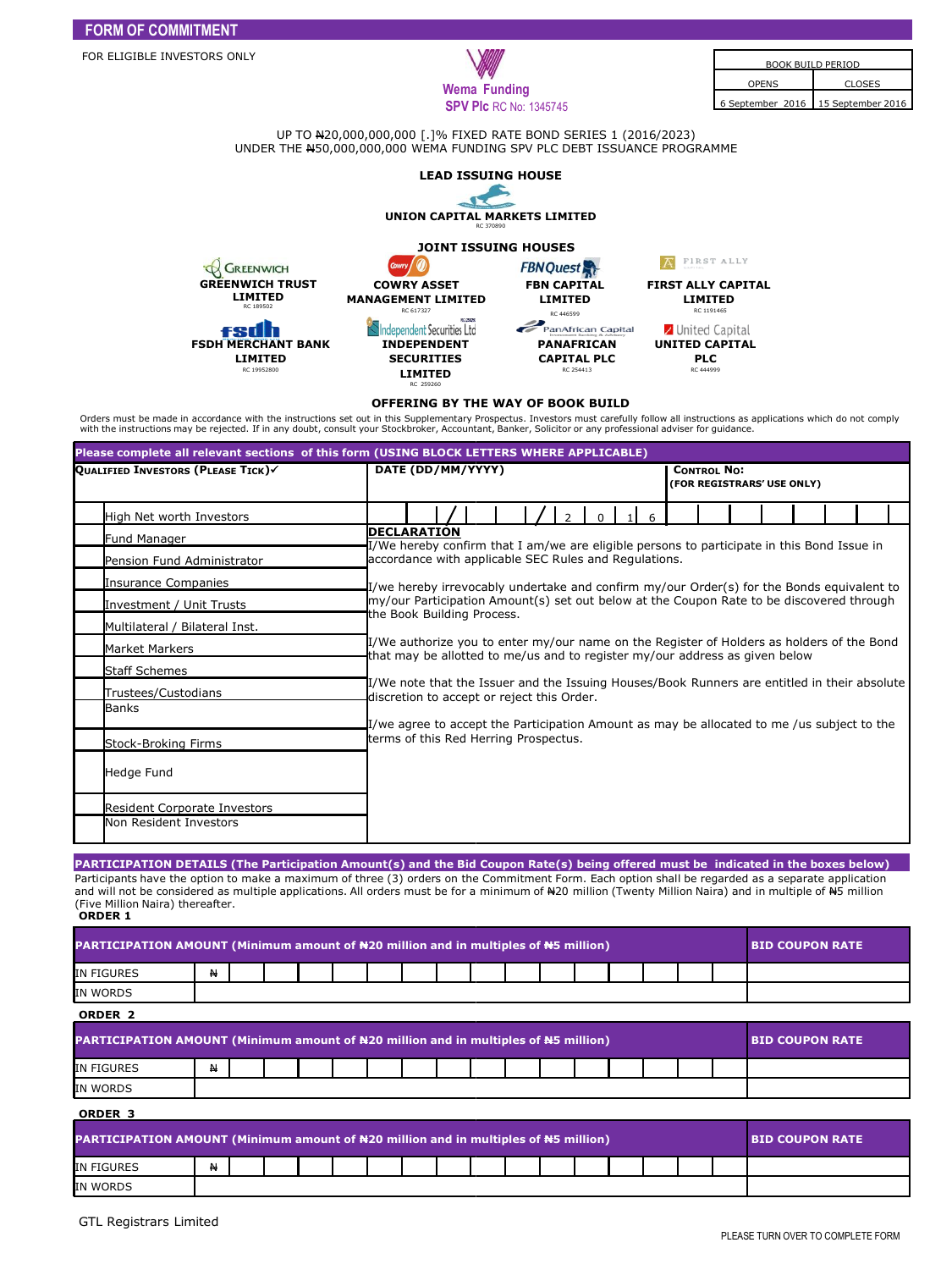## FORM OF COMMITMENT

FOR ELIGIBLE INVESTORS ONLY

**Wema Funding SPV Plc** RC No: 1345745

| BOOK BUILD PERIOD | |
|---|---|
| OPENS | CLOSES |
| 6 September 2016 | 15 September 2016 |

UP TO ₦20,000,000,000 [.]% FIXED RATE BOND SERIES 1 (2016/2023)
UNDER THE ₦50,000,000,000 WEMA FUNDING SPV PLC DEBT ISSUANCE PROGRAMME

### LEAD ISSUING HOUSE

**UNION CAPITAL MARKETS LIMITED**
RC 370890

### JOINT ISSUING HOUSES

**GREENWICH TRUST LIMITED** RC 189502

**COWRY ASSET MANAGEMENT LIMITED** RC 617327

**FBN CAPITAL LIMITED** RC 446599

**FIRST ALLY CAPITAL LIMITED** RC 1191465

**FSDH MERCHANT BANK LIMITED** RC 19952800

**INDEPENDENT SECURITIES LIMITED** RC 259260

**PANAFRICAN CAPITAL PLC** RC 254413

**UNITED CAPITAL PLC** RC 444999

### OFFERING BY THE WAY OF BOOK BUILD

Orders must be made in accordance with the instructions set out in this Supplementary Prospectus. Investors must carefully follow all instructions as applications which do not comply with the instructions may be rejected. If in any doubt, consult your Stockbroker, Accountant, Banker, Solicitor or any professional adviser for guidance.

**Please complete all relevant sections of this form (USING BLOCK LETTERS WHERE APPLICABLE)**

| QUALIFIED INVESTORS (PLEASE TICK)✓ | DATE (DD/MM/YYYY) | CONTROL NO: (FOR REGISTRARS' USE ONLY) |
|---|---|---|
| ☐ High Net worth Investors | _ _ / _ _ / 2 0 1 6 | |
| ☐ Fund Manager | | |
| ☐ Pension Fund Administrator | | |
| ☐ Insurance Companies | | |
| ☐ Investment / Unit Trusts | | |
| ☐ Multilateral / Bilateral Inst. | | |
| ☐ Market Markers | | |
| ☐ Staff Schemes | | |
| ☐ Trustees/Custodians | | |
| ☐ Banks | | |
| ☐ Stock-Broking Firms | | |
| ☐ Hedge Fund | | |
| ☐ Resident Corporate Investors | | |
| ☐ Non Resident Investors | | |

**DECLARATION**

I/We hereby confirm that I am/we are eligible persons to participate in this Bond Issue in accordance with applicable SEC Rules and Regulations.

I/we hereby irrevocably undertake and confirm my/our Order(s) for the Bonds equivalent to my/our Participation Amount(s) set out below at the Coupon Rate to be discovered through the Book Building Process.

I/We authorize you to enter my/our name on the Register of Holders as holders of the Bond that may be allotted to me/us and to register my/our address as given below

I/We note that the Issuer and the Issuing Houses/Book Runners are entitled in their absolute discretion to accept or reject this Order.

I/we agree to accept the Participation Amount as may be allocated to me /us subject to the terms of this Red Herring Prospectus.

**PARTICIPATION DETAILS (The Participation Amount(s) and the Bid Coupon Rate(s) being offered must be indicated in the boxes below)**

Participants have the option to make a maximum of three (3) orders on the Commitment Form. Each option shall be regarded as a separate application and will not be considered as multiple applications. All orders must be for a minimum of ₦20 million (Twenty Million Naira) and in multiple of ₦5 million (Five Million Naira) thereafter.

**ORDER 1**

| PARTICIPATION AMOUNT (Minimum amount of ₦20 million and in multiples of ₦5 million) | | BID COUPON RATE |
|---|---|---|
| IN FIGURES | ₦ | |
| IN WORDS | | |

**ORDER 2**

| PARTICIPATION AMOUNT (Minimum amount of ₦20 million and in multiples of ₦5 million) | | BID COUPON RATE |
|---|---|---|
| IN FIGURES | ₦ | |
| IN WORDS | | |

**ORDER 3**

| PARTICIPATION AMOUNT (Minimum amount of ₦20 million and in multiples of ₦5 million) | | BID COUPON RATE |
|---|---|---|
| IN FIGURES | ₦ | |
| IN WORDS | | |

GTL Registrars Limited

PLEASE TURN OVER TO COMPLETE FORM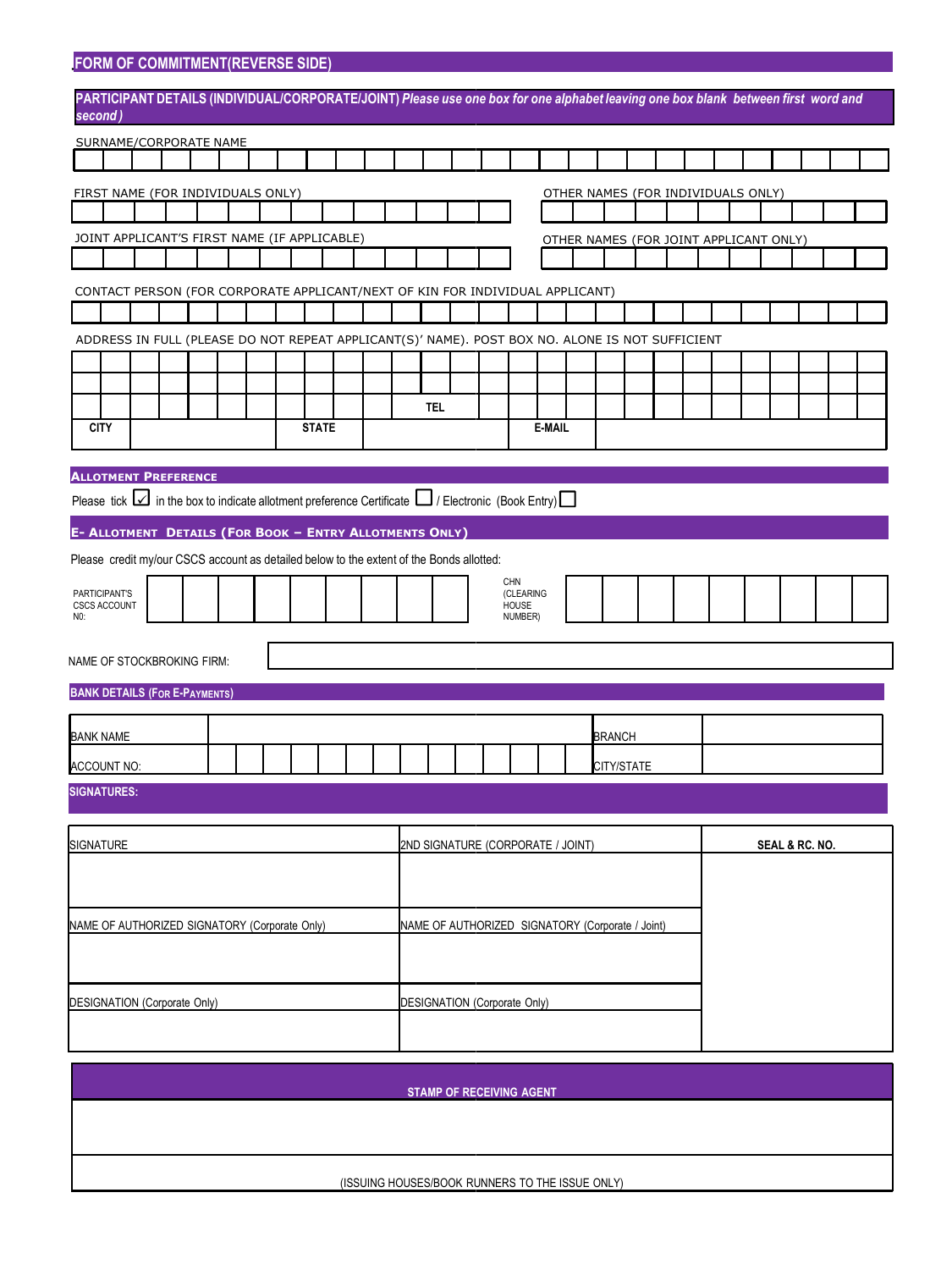## FORM OF COMMITMENT(REVERSE SIDE)

**PARTICIPANT DETAILS (INDIVIDUAL/CORPORATE/JOINT)** ***Please use one box for one alphabet leaving one box blank between first word and second )***

SURNAME/CORPORATE NAME

FIRST NAME (FOR INDIVIDUALS ONLY)

OTHER NAMES (FOR INDIVIDUALS ONLY)

JOINT APPLICANT'S FIRST NAME (IF APPLICABLE)

OTHER NAMES (FOR JOINT APPLICANT ONLY)

CONTACT PERSON (FOR CORPORATE APPLICANT/NEXT OF KIN FOR INDIVIDUAL APPLICANT)

ADDRESS IN FULL (PLEASE DO NOT REPEAT APPLICANT(S)' NAME). POST BOX NO. ALONE IS NOT SUFFICIENT

TEL

| CITY | | STATE | | E-MAIL | |
|---|---|---|---|---|---|

### ALLOTMENT PREFERENCE

Please tick ☑ in the box to indicate allotment preference Certificate ☐ / Electronic (Book Entry) ☐

### E- ALLOTMENT DETAILS (FOR BOOK – ENTRY ALLOTMENTS ONLY)

Please credit my/our CSCS account as detailed below to the extent of the Bonds allotted:

| PARTICIPANT'S CSCS ACCOUNT N0: | | CHN (CLEARING HOUSE NUMBER) | |
|---|---|---|---|

NAME OF STOCKBROKING FIRM:

### BANK DETAILS (FOR E-PAYMENTS)

| BANK NAME | | BRANCH | |
|---|---|---|---|
| ACCOUNT NO: | | CITY/STATE | |

### SIGNATURES:

| SIGNATURE | 2ND SIGNATURE (CORPORATE / JOINT) | SEAL & RC. NO. |
|---|---|---|
| | | |
| NAME OF AUTHORIZED SIGNATORY (Corporate Only) | NAME OF AUTHORIZED SIGNATORY (Corporate / Joint) | |
| | | |
| DESIGNATION (Corporate Only) | DESIGNATION (Corporate Only) | |
| | | |

| STAMP OF RECEIVING AGENT |
|---|
| |
| (ISSUING HOUSES/BOOK RUNNERS TO THE ISSUE ONLY) |